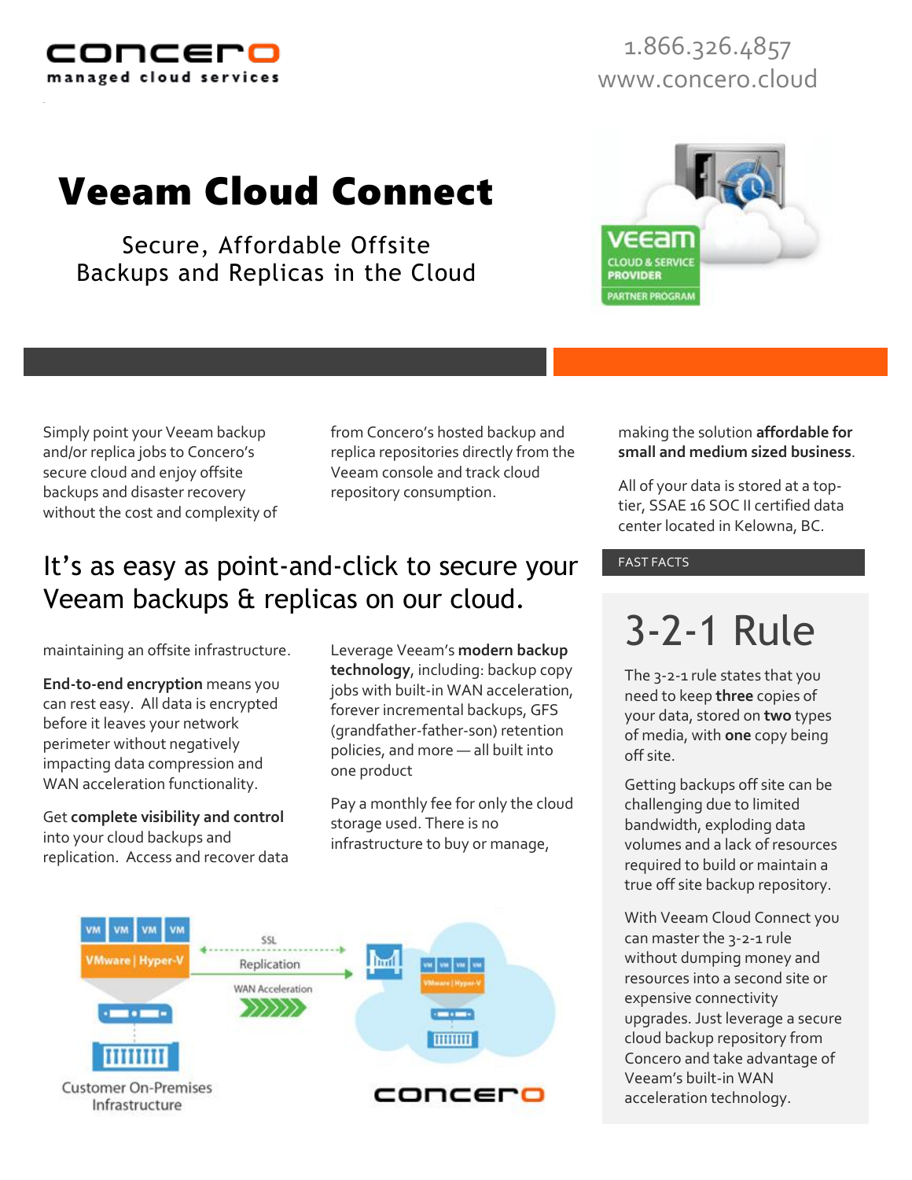concero managed cloud services

1.866.326.4857
www.concero.cloud

# Veeam Cloud Connect

## Secure, Affordable Offsite Backups and Replicas in the Cloud

Simply point your Veeam backup and/or replica jobs to Concero's secure cloud and enjoy offsite backups and disaster recovery without the cost and complexity of maintaining an offsite infrastructure.

## It's as easy as point-and-click to secure your Veeam backups & replicas on our cloud.

**End-to-end encryption** means you can rest easy. All data is encrypted before it leaves your network perimeter without negatively impacting data compression and WAN acceleration functionality.

Get **complete visibility and control** into your cloud backups and replication. Access and recover data from Concero's hosted backup and replica repositories directly from the Veeam console and track cloud repository consumption.

Leverage Veeam's **modern backup technology**, including: backup copy jobs with built-in WAN acceleration, forever incremental backups, GFS (grandfather-father-son) retention policies, and more — all built into one product

Pay a monthly fee for only the cloud storage used. There is no infrastructure to buy or manage, making the solution **affordable for small and medium sized business**.

All of your data is stored at a top-tier, SSAE 16 SOC II certified data center located in Kelowna, BC.

Customer On-Premises Infrastructure

FAST FACTS

## 3-2-1 Rule

The 3-2-1 rule states that you need to keep **three** copies of your data, stored on **two** types of media, with **one** copy being off site.

Getting backups off site can be challenging due to limited bandwidth, exploding data volumes and a lack of resources required to build or maintain a true off site backup repository.

With Veeam Cloud Connect you can master the 3-2-1 rule without dumping money and resources into a second site or expensive connectivity upgrades. Just leverage a secure cloud backup repository from Concero and take advantage of Veeam's built-in WAN acceleration technology.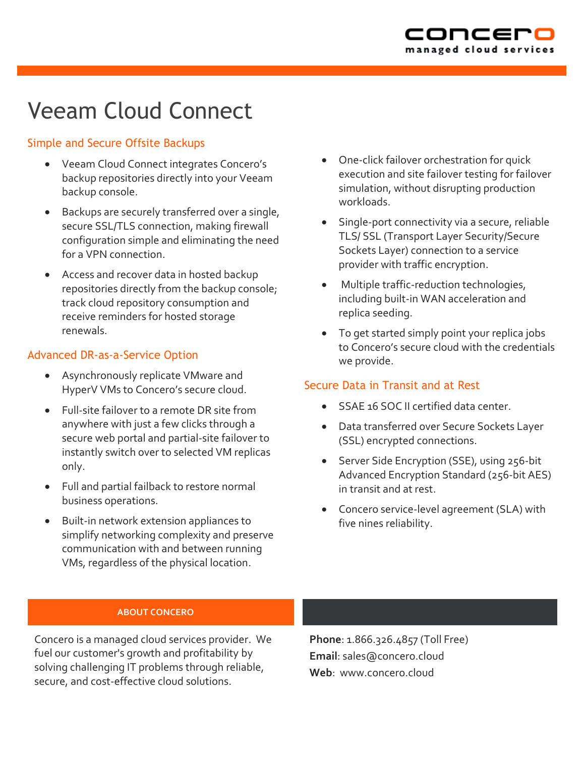# Veeam Cloud Connect

## Simple and Secure Offsite Backups

- Veeam Cloud Connect integrates Concero's backup repositories directly into your Veeam backup console.
- Backups are securely transferred over a single, secure SSL/TLS connection, making firewall configuration simple and eliminating the need for a VPN connection.
- Access and recover data in hosted backup repositories directly from the backup console; track cloud repository consumption and receive reminders for hosted storage renewals.

## Advanced DR-as-a-Service Option

- Asynchronously replicate VMware and HyperV VMs to Concero's secure cloud.
- Full-site failover to a remote DR site from anywhere with just a few clicks through a secure web portal and partial-site failover to instantly switch over to selected VM replicas only.
- Full and partial failback to restore normal business operations.
- Built-in network extension appliances to simplify networking complexity and preserve communication with and between running VMs, regardless of the physical location.
- One-click failover orchestration for quick execution and site failover testing for failover simulation, without disrupting production workloads.
- Single-port connectivity via a secure, reliable TLS/ SSL (Transport Layer Security/Secure Sockets Layer) connection to a service provider with traffic encryption.
- Multiple traffic-reduction technologies, including built-in WAN acceleration and replica seeding.
- To get started simply point your replica jobs to Concero's secure cloud with the credentials we provide.

## Secure Data in Transit and at Rest

- SSAE 16 SOC II certified data center.
- Data transferred over Secure Sockets Layer (SSL) encrypted connections.
- Server Side Encryption (SSE), using 256-bit Advanced Encryption Standard (256-bit AES) in transit and at rest.
- Concero service-level agreement (SLA) with five nines reliability.

**ABOUT CONCERO**

Concero is a managed cloud services provider. We fuel our customer's growth and profitability by solving challenging IT problems through reliable, secure, and cost-effective cloud solutions.

**Phone**: 1.866.326.4857 (Toll Free)
**Email**: sales@concero.cloud
**Web**: www.concero.cloud